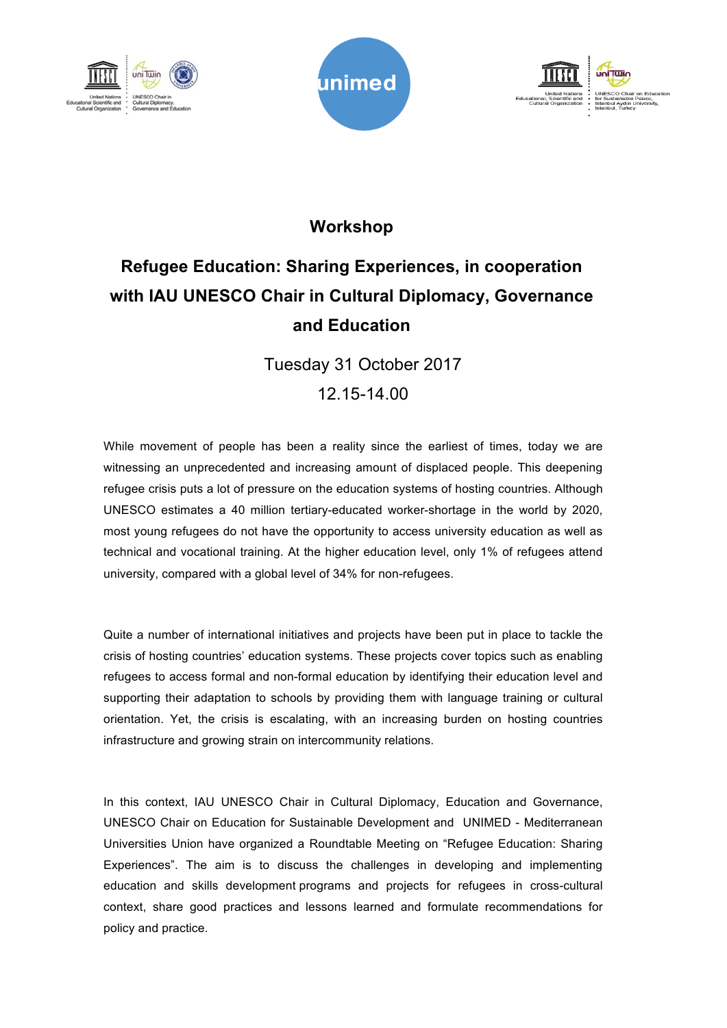# Workshop

## Refugee Education: Sharing Experiences, in cooperation with IAU UNESCO Chair in Cultural Diplomacy, Governance and Education

Tuesday 31 October 2017

12.15-14.00

While movement of people has been a reality since the earliest of times, today we are witnessing an unprecedented and increasing amount of displaced people. This deepening refugee crisis puts a lot of pressure on the education systems of hosting countries. Although UNESCO estimates a 40 million tertiary-educated worker-shortage in the world by 2020, most young refugees do not have the opportunity to access university education as well as technical and vocational training. At the higher education level, only 1% of refugees attend university, compared with a global level of 34% for non-refugees.

Quite a number of international initiatives and projects have been put in place to tackle the crisis of hosting countries' education systems. These projects cover topics such as enabling refugees to access formal and non-formal education by identifying their education level and supporting their adaptation to schools by providing them with language training or cultural orientation. Yet, the crisis is escalating, with an increasing burden on hosting countries infrastructure and growing strain on intercommunity relations.

In this context, IAU UNESCO Chair in Cultural Diplomacy, Education and Governance, UNESCO Chair on Education for Sustainable Development and UNIMED - Mediterranean Universities Union have organized a Roundtable Meeting on "Refugee Education: Sharing Experiences". The aim is to discuss the challenges in developing and implementing education and skills development programs and projects for refugees in cross-cultural context, share good practices and lessons learned and formulate recommendations for policy and practice.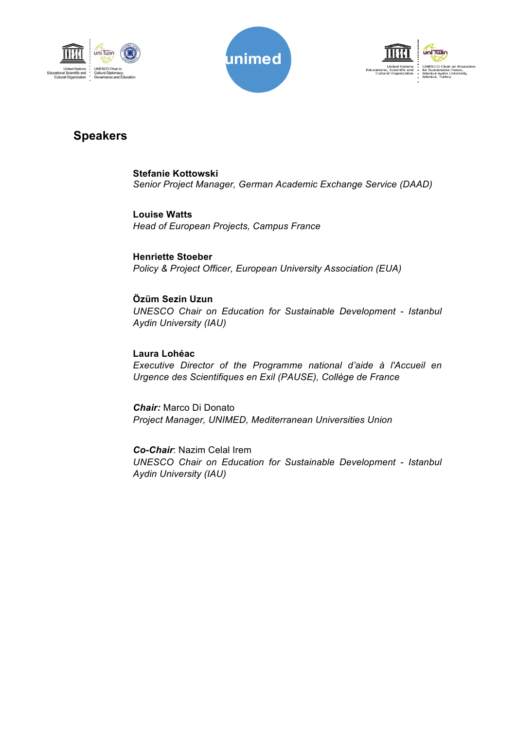## Speakers

**Stefanie Kottowski**
*Senior Project Manager, German Academic Exchange Service (DAAD)*

**Louise Watts**
*Head of European Projects, Campus France*

**Henriette Stoeber**
*Policy & Project Officer, European University Association (EUA)*

**Özüm Sezin Uzun**
*UNESCO Chair on Education for Sustainable Development - Istanbul Aydin University (IAU)*

**Laura Lohéac**
*Executive Director of the Programme national d'aide à l'Accueil en Urgence des Scientifiques en Exil (PAUSE), Collège de France*

***Chair:*** Marco Di Donato
*Project Manager, UNIMED, Mediterranean Universities Union*

***Co-Chair***: Nazim Celal Irem
*UNESCO Chair on Education for Sustainable Development - Istanbul Aydin University (IAU)*